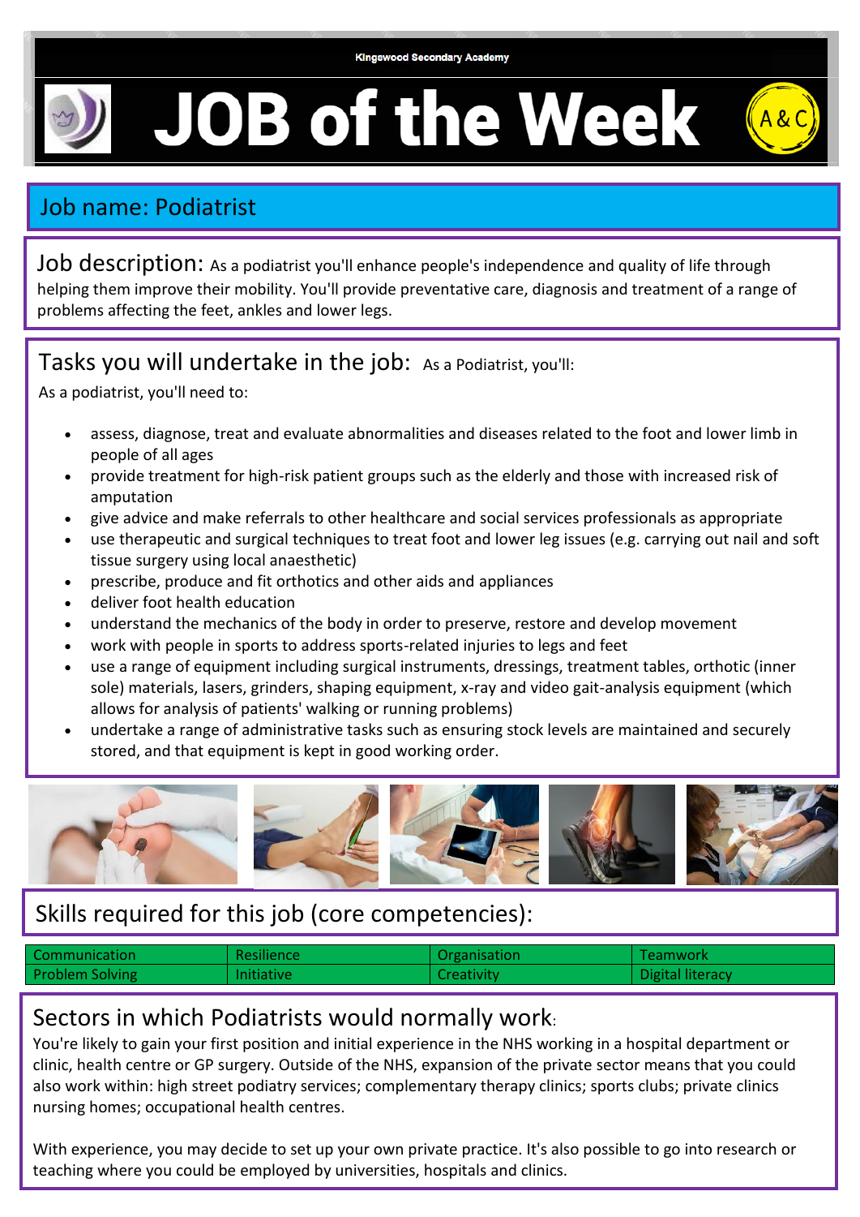Kingswood Secondary Academy

# JOB of the Week

A&C

## Job name: Podiatrist

**Job description:** As a podiatrist you'll enhance people's independence and quality of life through helping them improve their mobility. You'll provide preventative care, diagnosis and treatment of a range of problems affecting the feet, ankles and lower legs.

## Tasks you will undertake in the job:

As a Podiatrist, you'll:

As a podiatrist, you'll need to:

- assess, diagnose, treat and evaluate abnormalities and diseases related to the foot and lower limb in people of all ages
- provide treatment for high-risk patient groups such as the elderly and those with increased risk of amputation
- give advice and make referrals to other healthcare and social services professionals as appropriate
- use therapeutic and surgical techniques to treat foot and lower leg issues (e.g. carrying out nail and soft tissue surgery using local anaesthetic)
- prescribe, produce and fit orthotics and other aids and appliances
- deliver foot health education
- understand the mechanics of the body in order to preserve, restore and develop movement
- work with people in sports to address sports-related injuries to legs and feet
- use a range of equipment including surgical instruments, dressings, treatment tables, orthotic (inner sole) materials, lasers, grinders, shaping equipment, x-ray and video gait-analysis equipment (which allows for analysis of patients' walking or running problems)
- undertake a range of administrative tasks such as ensuring stock levels are maintained and securely stored, and that equipment is kept in good working order.

## Skills required for this job (core competencies):

| | | | |
|---|---|---|---|
| Communication | Resilience | Organisation | Teamwork |
| Problem Solving | Initiative | Creativity | Digital literacy |

## Sectors in which Podiatrists would normally work:

You're likely to gain your first position and initial experience in the NHS working in a hospital department or clinic, health centre or GP surgery. Outside of the NHS, expansion of the private sector means that you could also work within: high street podiatry services; complementary therapy clinics; sports clubs; private clinics nursing homes; occupational health centres.

With experience, you may decide to set up your own private practice. It's also possible to go into research or teaching where you could be employed by universities, hospitals and clinics.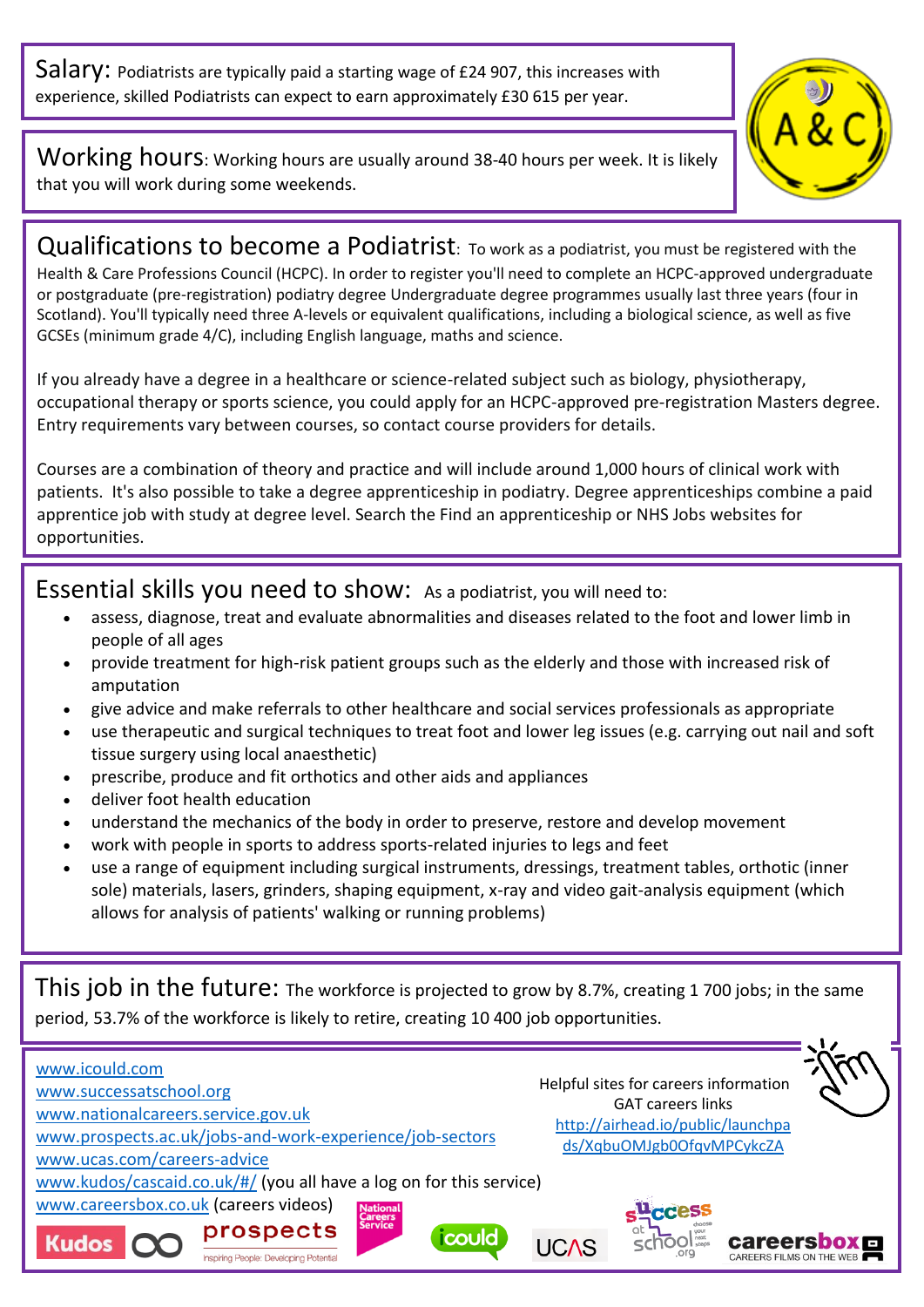## Salary:

Podiatrists are typically paid a starting wage of £24 907, this increases with experience, skilled Podiatrists can expect to earn approximately £30 615 per year.

## Working hours:

Working hours are usually around 38-40 hours per week. It is likely that you will work during some weekends.

## Qualifications to become a Podiatrist:

To work as a podiatrist, you must be registered with the Health & Care Professions Council (HCPC). In order to register you'll need to complete an HCPC-approved undergraduate or postgraduate (pre-registration) podiatry degree Undergraduate degree programmes usually last three years (four in Scotland). You'll typically need three A-levels or equivalent qualifications, including a biological science, as well as five GCSEs (minimum grade 4/C), including English language, maths and science.

If you already have a degree in a healthcare or science-related subject such as biology, physiotherapy, occupational therapy or sports science, you could apply for an HCPC-approved pre-registration Masters degree. Entry requirements vary between courses, so contact course providers for details.

Courses are a combination of theory and practice and will include around 1,000 hours of clinical work with patients. It's also possible to take a degree apprenticeship in podiatry. Degree apprenticeships combine a paid apprentice job with study at degree level. Search the Find an apprenticeship or NHS Jobs websites for opportunities.

## Essential skills you need to show:

As a podiatrist, you will need to:

- assess, diagnose, treat and evaluate abnormalities and diseases related to the foot and lower limb in people of all ages
- provide treatment for high-risk patient groups such as the elderly and those with increased risk of amputation
- give advice and make referrals to other healthcare and social services professionals as appropriate
- use therapeutic and surgical techniques to treat foot and lower leg issues (e.g. carrying out nail and soft tissue surgery using local anaesthetic)
- prescribe, produce and fit orthotics and other aids and appliances
- deliver foot health education
- understand the mechanics of the body in order to preserve, restore and develop movement
- work with people in sports to address sports-related injuries to legs and feet
- use a range of equipment including surgical instruments, dressings, treatment tables, orthotic (inner sole) materials, lasers, grinders, shaping equipment, x-ray and video gait-analysis equipment (which allows for analysis of patients' walking or running problems)

## This job in the future:

The workforce is projected to grow by 8.7%, creating 1 700 jobs; in the same period, 53.7% of the workforce is likely to retire, creating 10 400 job opportunities.

www.icould.com
www.successatschool.org
www.nationalcareers.service.gov.uk
www.prospects.ac.uk/jobs-and-work-experience/job-sectors
www.ucas.com/careers-advice
www.kudos/cascaid.co.uk/#/ (you all have a log on for this service)
www.careersbox.co.uk (careers videos)

Helpful sites for careers information
GAT careers links
http://airhead.io/public/launchpads/XqbuOMJgb0OfqvMPCykcZA